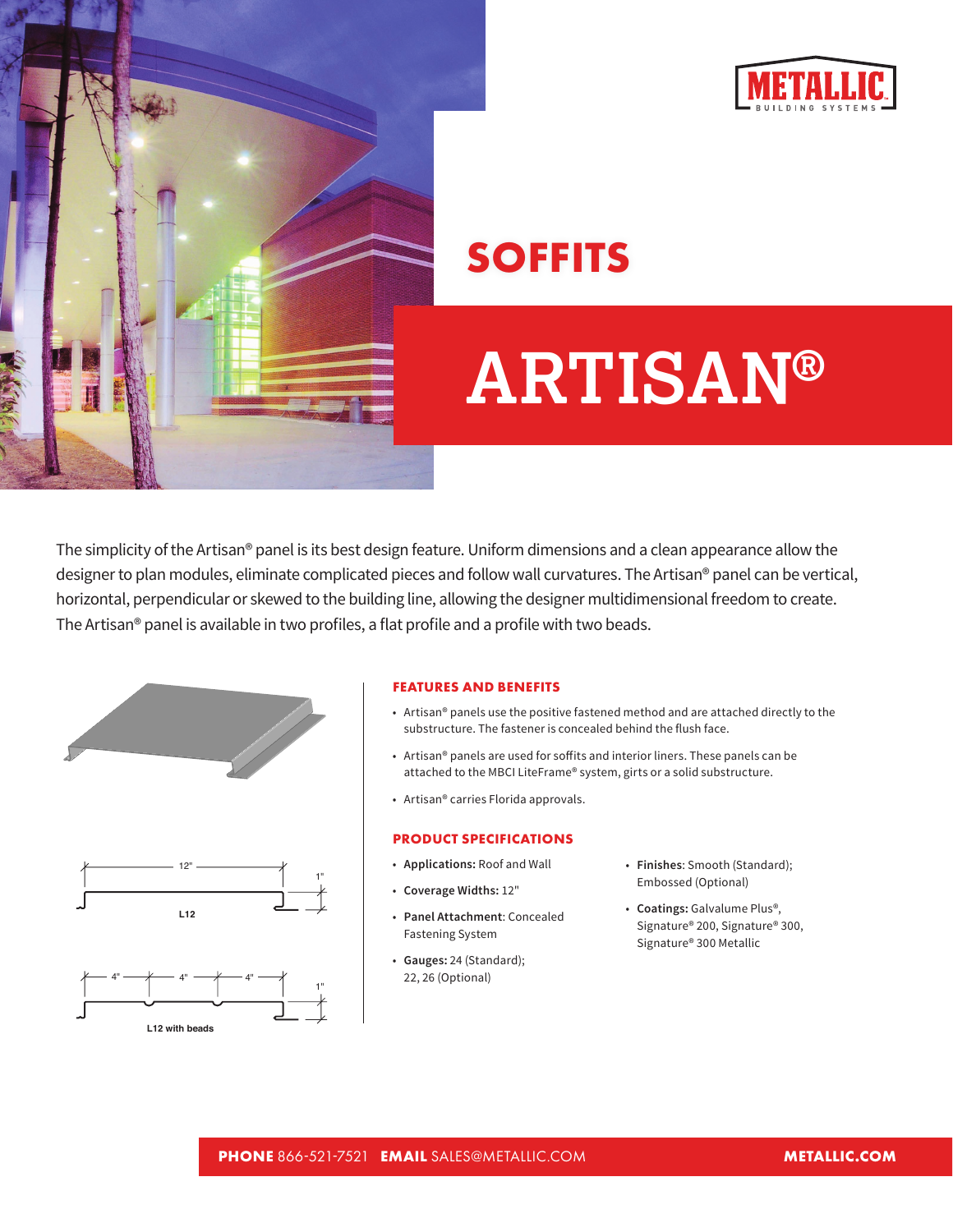METALLIC BUILDING SYSTEMS

# SOFFITS

# ARTISAN®

The simplicity of the Artisan® panel is its best design feature. Uniform dimensions and a clean appearance allow the designer to plan modules, eliminate complicated pieces and follow wall curvatures. The Artisan® panel can be vertical, horizontal, perpendicular or skewed to the building line, allowing the designer multidimensional freedom to create. The Artisan® panel is available in two profiles, a flat profile and a profile with two beads.

12"

1"

L12

4" 4" 4"

1"

L12 with beads

## FEATURES AND BENEFITS

- Artisan® panels use the positive fastened method and are attached directly to the substructure. The fastener is concealed behind the flush face.
- Artisan® panels are used for soffits and interior liners. These panels can be attached to the MBCI LiteFrame® system, girts or a solid substructure.
- Artisan® carries Florida approvals.

## PRODUCT SPECIFICATIONS

- **Applications:** Roof and Wall
- **Coverage Widths:** 12"
- **Panel Attachment**: Concealed Fastening System
- **Gauges:** 24 (Standard); 22, 26 (Optional)
- **Finishes**: Smooth (Standard); Embossed (Optional)
- **Coatings:** Galvalume Plus®, Signature® 200, Signature® 300, Signature® 300 Metallic

**PHONE** 866-521-7521 **EMAIL** SALES@METALLIC.COM **METALLIC.COM**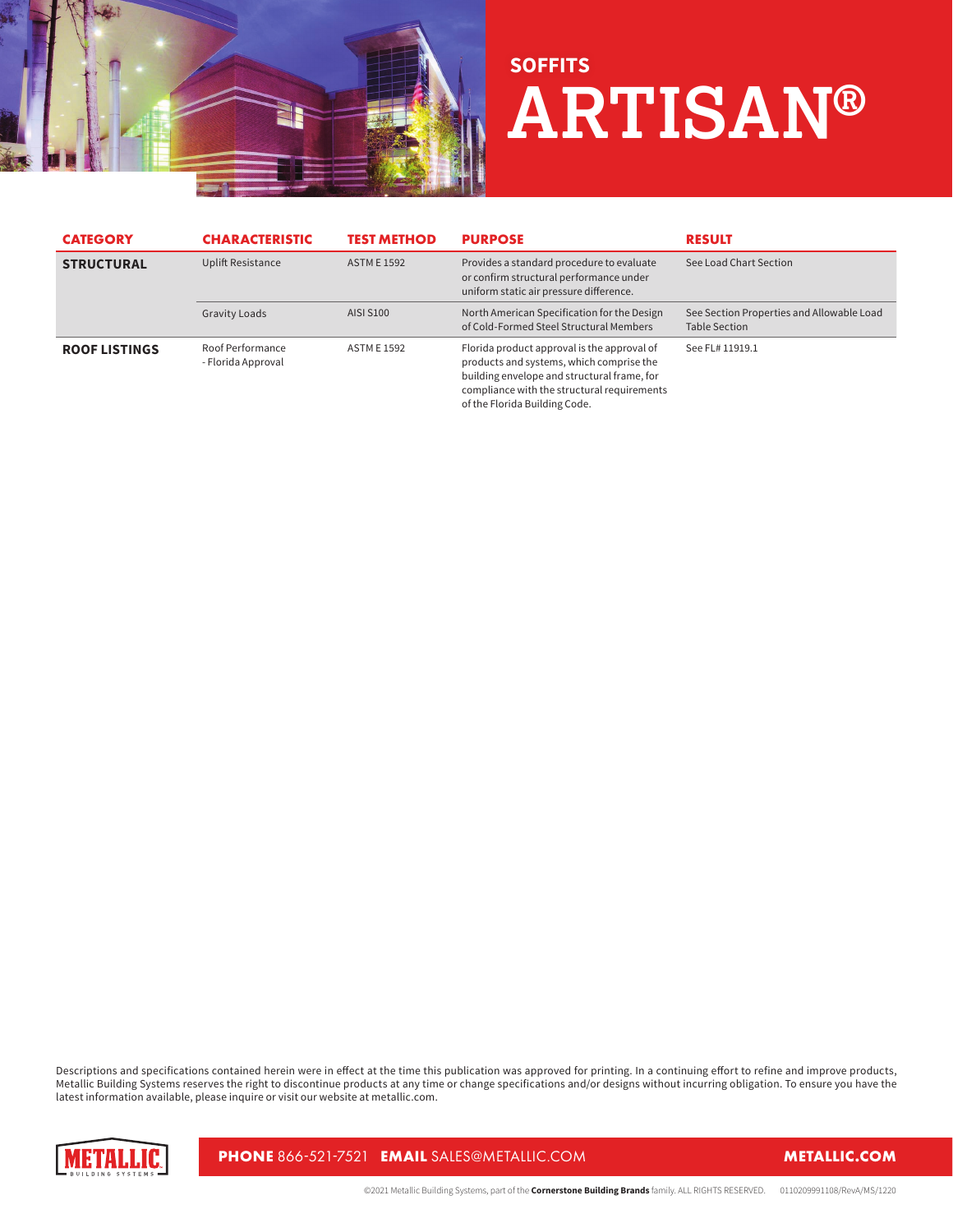# SOFFITS

# ARTISAN®

| CATEGORY | CHARACTERISTIC | TEST METHOD | PURPOSE | RESULT |
|---|---|---|---|---|
| **STRUCTURAL** | Uplift Resistance | ASTM E 1592 | Provides a standard procedure to evaluate or confirm structural performance under uniform static air pressure difference. | See Load Chart Section |
| | Gravity Loads | AISI S100 | North American Specification for the Design of Cold-Formed Steel Structural Members | See Section Properties and Allowable Load Table Section |
| **ROOF LISTINGS** | Roof Performance - Florida Approval | ASTM E 1592 | Florida product approval is the approval of products and systems, which comprise the building envelope and structural frame, for compliance with the structural requirements of the Florida Building Code. | See FL# 11919.1 |

Descriptions and specifications contained herein were in effect at the time this publication was approved for printing. In a continuing effort to refine and improve products, Metallic Building Systems reserves the right to discontinue products at any time or change specifications and/or designs without incurring obligation. To ensure you have the latest information available, please inquire or visit our website at metallic.com.

METALLIC BUILDING SYSTEMS

**PHONE** 866-521-7521 **EMAIL** SALES@METALLIC.COM **METALLIC.COM**

©2021 Metallic Building Systems, part of the **Cornerstone Building Brands** family. ALL RIGHTS RESERVED. 0110209991108/RevA/MS/1220